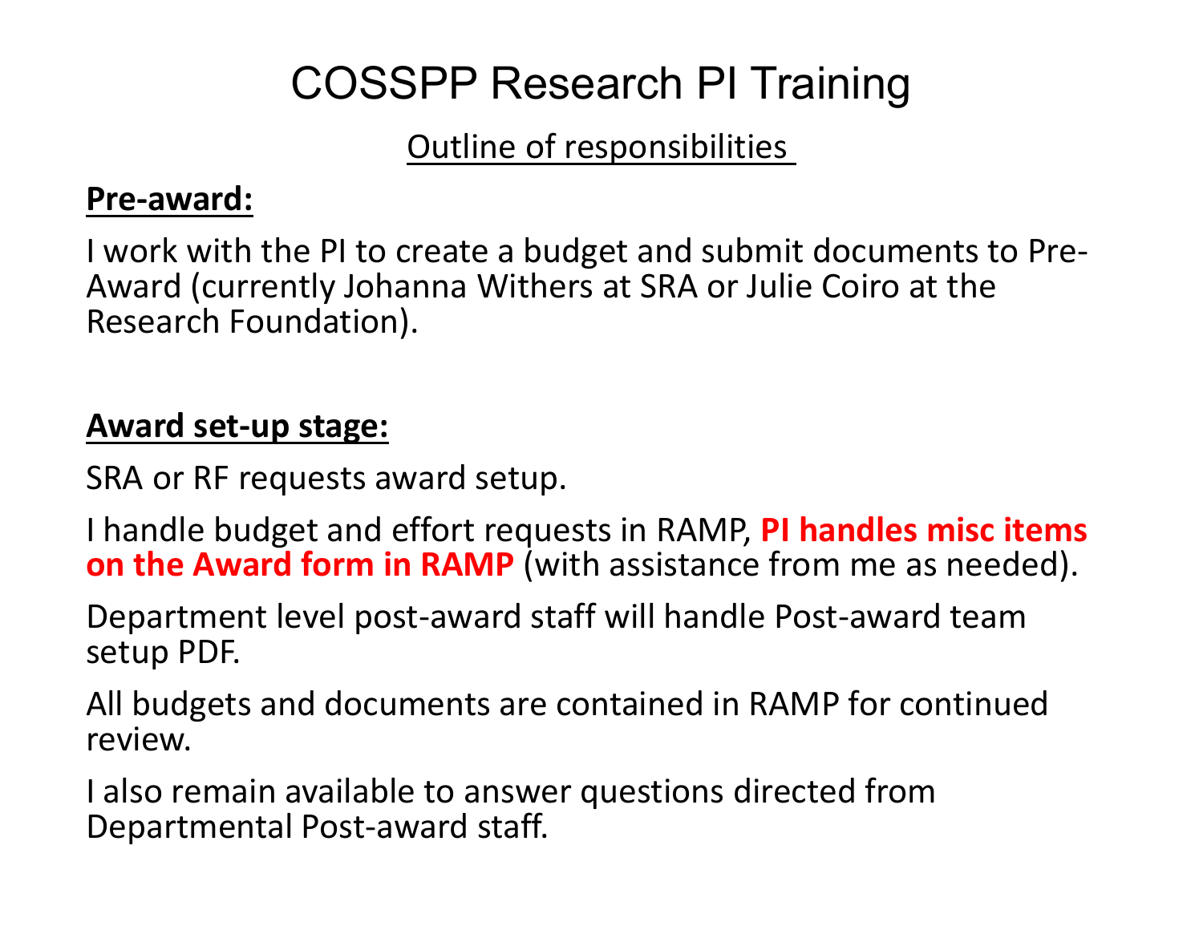# COSSPP Research PI Training

## Outline of responsibilities

**Pre-award:**

I work with the PI to create a budget and submit documents to Pre-Award (currently Johanna Withers at SRA or Julie Coiro at the Research Foundation).

**Award set-up stage:**

SRA or RF requests award setup.

I handle budget and effort requests in RAMP, **PI handles misc items on the Award form in RAMP** (with assistance from me as needed).

Department level post-award staff will handle Post-award team setup PDF.

All budgets and documents are contained in RAMP for continued review.

I also remain available to answer questions directed from Departmental Post-award staff.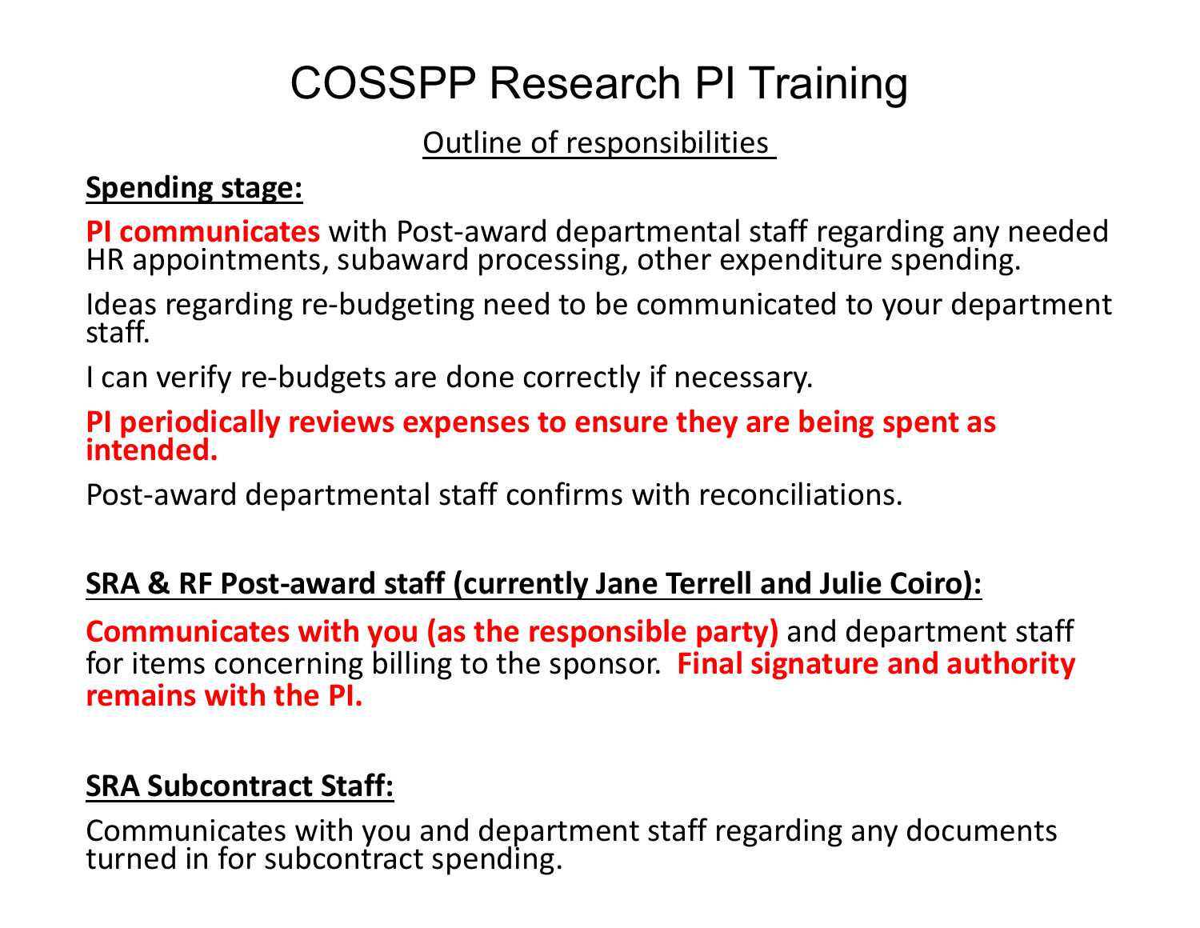# COSSPP Research PI Training

Outline of responsibilities

**Spending stage:**

**PI communicates** with Post-award departmental staff regarding any needed HR appointments, subaward processing, other expenditure spending.

Ideas regarding re-budgeting need to be communicated to your department staff.

I can verify re-budgets are done correctly if necessary.

**PI periodically reviews expenses to ensure they are being spent as intended.**

Post-award departmental staff confirms with reconciliations.

**SRA & RF Post-award staff (currently Jane Terrell and Julie Coiro):**

**Communicates with you (as the responsible party)** and department staff for items concerning billing to the sponsor. **Final signature and authority remains with the PI.**

**SRA Subcontract Staff:**

Communicates with you and department staff regarding any documents turned in for subcontract spending.